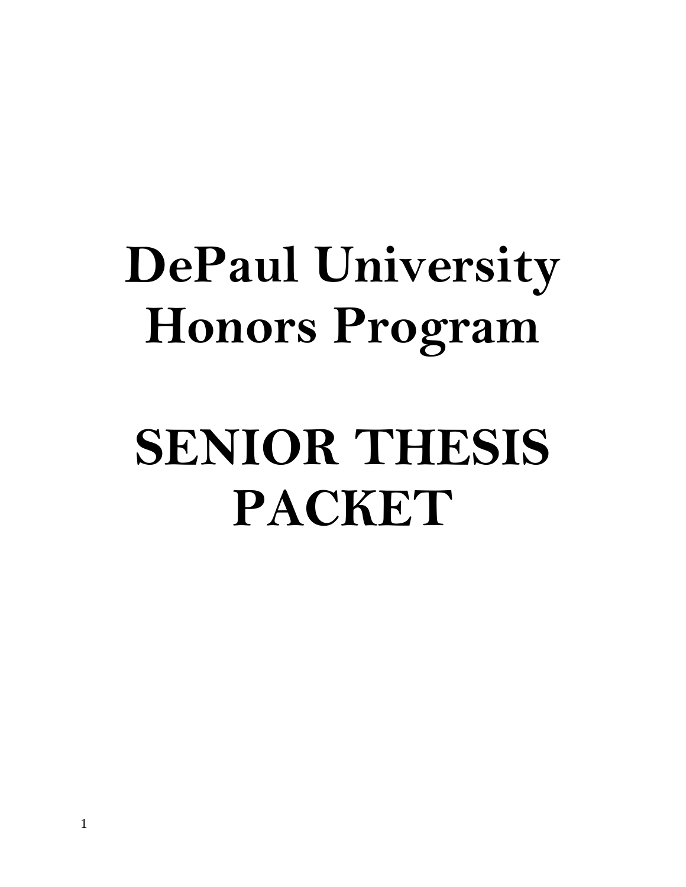# DePaul University Honors Program

# SENIOR THESIS PACKET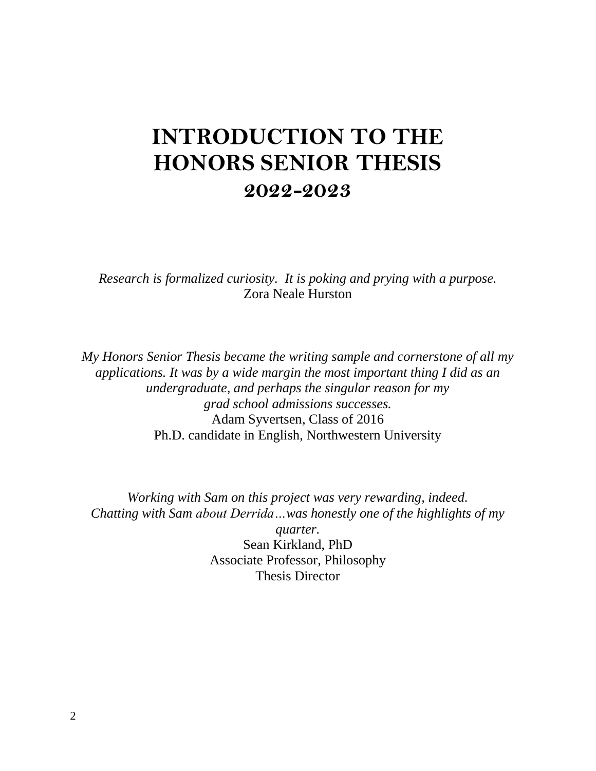# INTRODUCTION TO THE HONORS SENIOR THESIS
## 2022-2023

*Research is formalized curiosity. It is poking and prying with a purpose.*
Zora Neale Hurston

*My Honors Senior Thesis became the writing sample and cornerstone of all my applications. It was by a wide margin the most important thing I did as an undergraduate, and perhaps the singular reason for my grad school admissions successes.*
Adam Syvertsen, Class of 2016
Ph.D. candidate in English, Northwestern University

*Working with Sam on this project was very rewarding, indeed. Chatting with Sam about Derrida…was honestly one of the highlights of my quarter.*
Sean Kirkland, PhD
Associate Professor, Philosophy
Thesis Director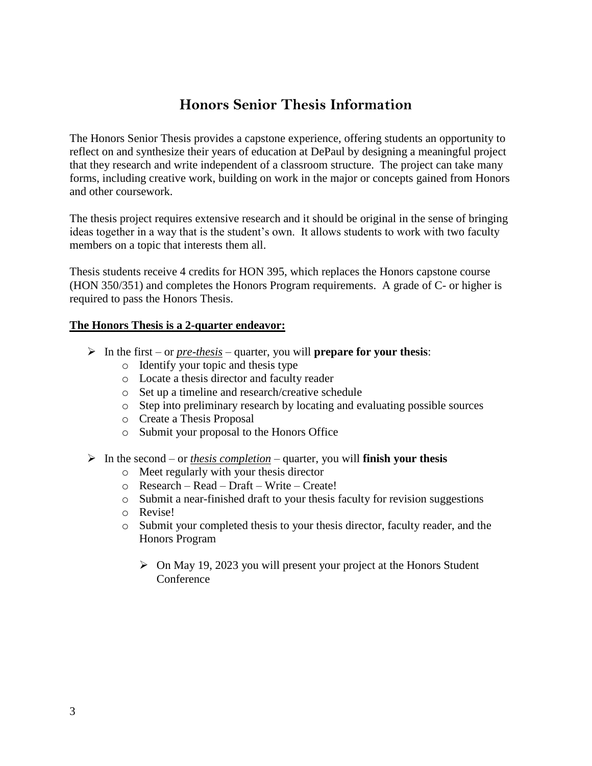# Honors Senior Thesis Information

The Honors Senior Thesis provides a capstone experience, offering students an opportunity to reflect on and synthesize their years of education at DePaul by designing a meaningful project that they research and write independent of a classroom structure. The project can take many forms, including creative work, building on work in the major or concepts gained from Honors and other coursework.

The thesis project requires extensive research and it should be original in the sense of bringing ideas together in a way that is the student's own. It allows students to work with two faculty members on a topic that interests them all.

Thesis students receive 4 credits for HON 395, which replaces the Honors capstone course (HON 350/351) and completes the Honors Program requirements. A grade of C- or higher is required to pass the Honors Thesis.

**The Honors Thesis is a 2-quarter endeavor:**

- In the first – or ***pre-thesis*** – quarter, you will **prepare for your thesis**:
  - Identify your topic and thesis type
  - Locate a thesis director and faculty reader
  - Set up a timeline and research/creative schedule
  - Step into preliminary research by locating and evaluating possible sources
  - Create a Thesis Proposal
  - Submit your proposal to the Honors Office
- In the second – or *thesis completion* – quarter, you will **finish your thesis**
  - Meet regularly with your thesis director
  - Research – Read – Draft – Write – Create!
  - Submit a near-finished draft to your thesis faculty for revision suggestions
  - Revise!
  - Submit your completed thesis to your thesis director, faculty reader, and the Honors Program
    - On May 19, 2023 you will present your project at the Honors Student Conference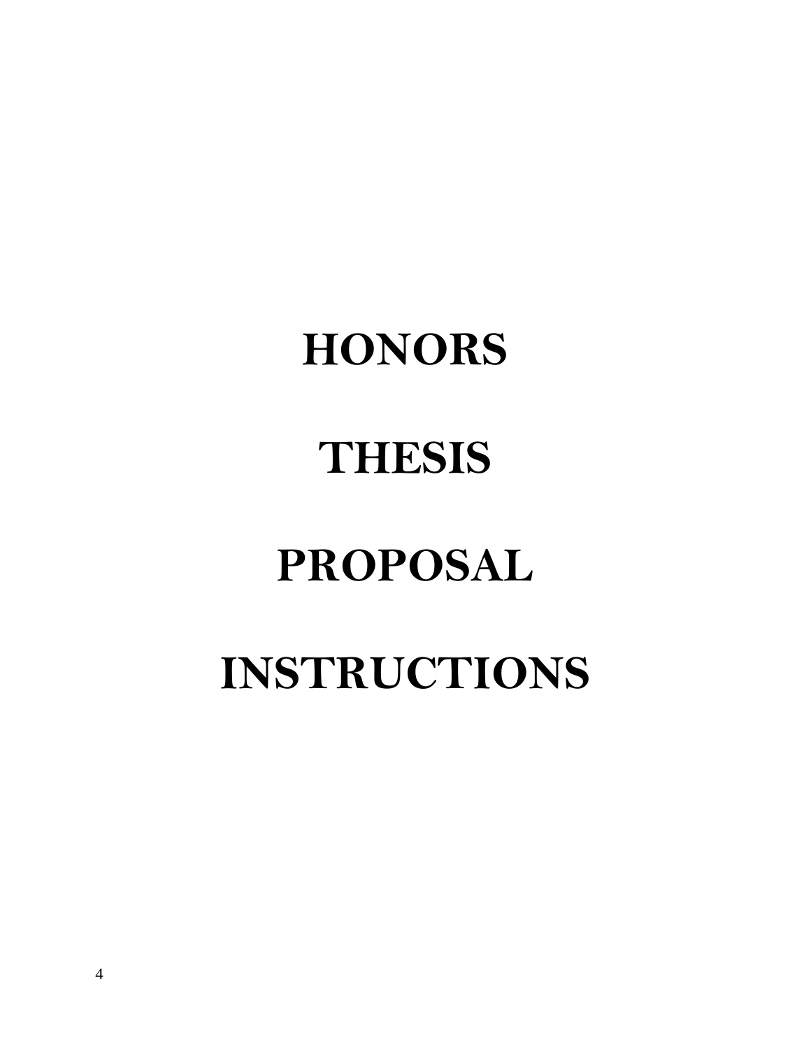# HONORS THESIS PROPOSAL INSTRUCTIONS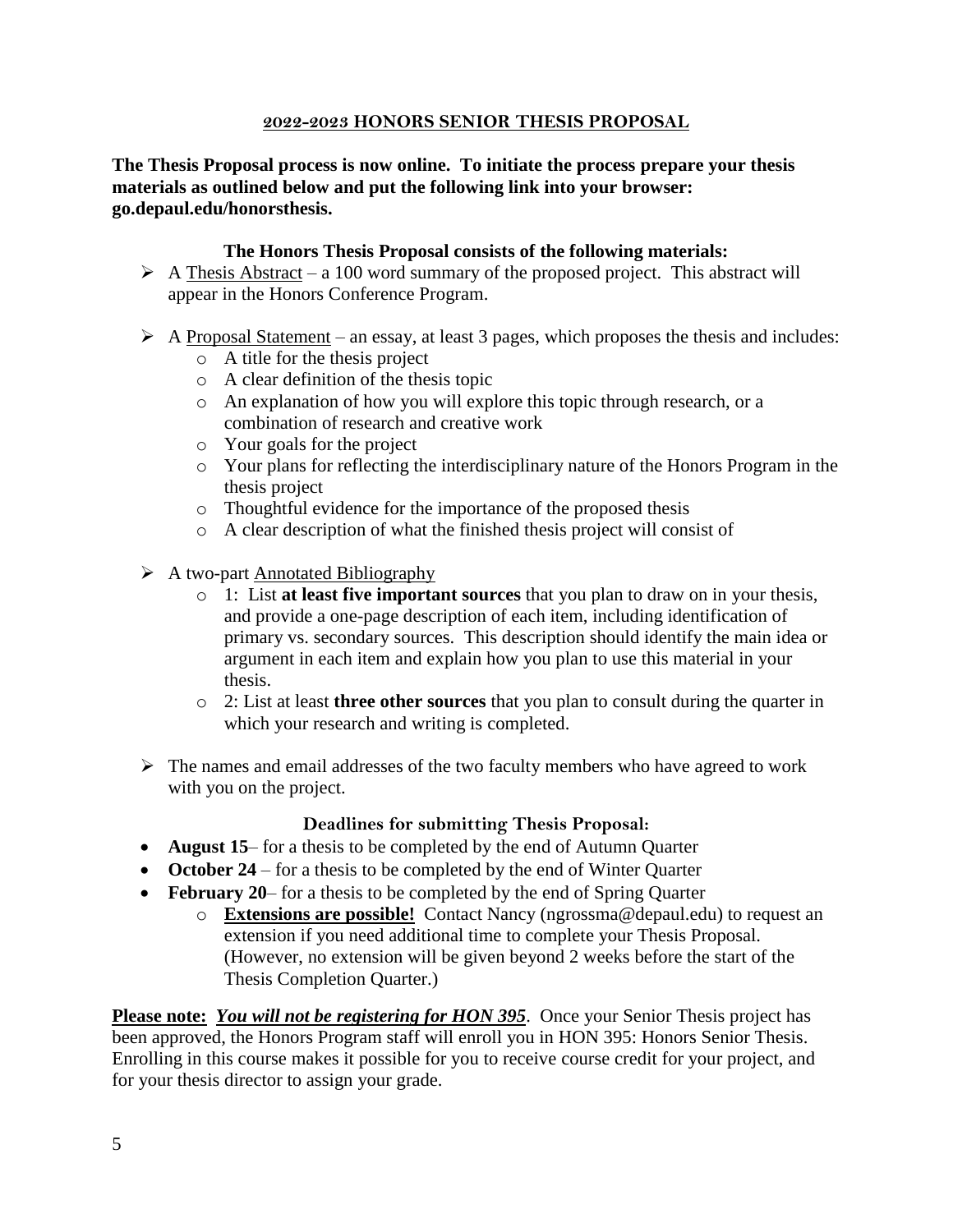## 2022-2023 HONORS SENIOR THESIS PROPOSAL

**The Thesis Proposal process is now online. To initiate the process prepare your thesis materials as outlined below and put the following link into your browser: go.depaul.edu/honorsthesis.**

### The Honors Thesis Proposal consists of the following materials:

- A Thesis Abstract – a 100 word summary of the proposed project. This abstract will appear in the Honors Conference Program.
- A Proposal Statement – an essay, at least 3 pages, which proposes the thesis and includes:
  - A title for the thesis project
  - A clear definition of the thesis topic
  - An explanation of how you will explore this topic through research, or a combination of research and creative work
  - Your goals for the project
  - Your plans for reflecting the interdisciplinary nature of the Honors Program in the thesis project
  - Thoughtful evidence for the importance of the proposed thesis
  - A clear description of what the finished thesis project will consist of
- A two-part Annotated Bibliography
  - 1: List **at least five important sources** that you plan to draw on in your thesis, and provide a one-page description of each item, including identification of primary vs. secondary sources. This description should identify the main idea or argument in each item and explain how you plan to use this material in your thesis.
  - 2: List at least **three other sources** that you plan to consult during the quarter in which your research and writing is completed.
- The names and email addresses of the two faculty members who have agreed to work with you on the project.

### Deadlines for submitting Thesis Proposal:

- **August 15**– for a thesis to be completed by the end of Autumn Quarter
- **October 24** – for a thesis to be completed by the end of Winter Quarter
- **February 20**– for a thesis to be completed by the end of Spring Quarter
  - **Extensions are possible!** Contact Nancy (ngrossma@depaul.edu) to request an extension if you need additional time to complete your Thesis Proposal. (However, no extension will be given beyond 2 weeks before the start of the Thesis Completion Quarter.)

**Please note:** ***You will not be registering for HON 395***. Once your Senior Thesis project has been approved, the Honors Program staff will enroll you in HON 395: Honors Senior Thesis. Enrolling in this course makes it possible for you to receive course credit for your project, and for your thesis director to assign your grade.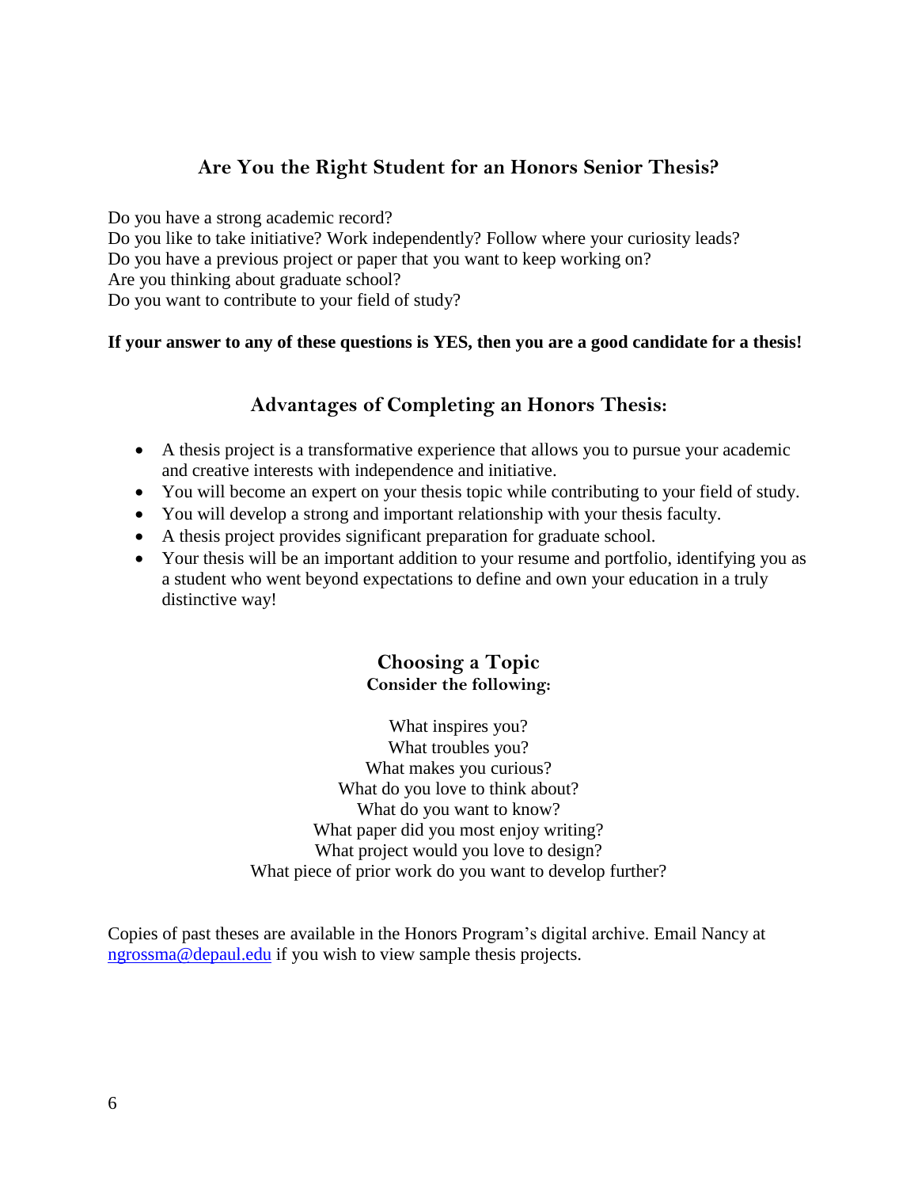## Are You the Right Student for an Honors Senior Thesis?

Do you have a strong academic record?
Do you like to take initiative? Work independently? Follow where your curiosity leads?
Do you have a previous project or paper that you want to keep working on?
Are you thinking about graduate school?
Do you want to contribute to your field of study?

**If your answer to any of these questions is YES, then you are a good candidate for a thesis!**

## Advantages of Completing an Honors Thesis:

- A thesis project is a transformative experience that allows you to pursue your academic and creative interests with independence and initiative.
- You will become an expert on your thesis topic while contributing to your field of study.
- You will develop a strong and important relationship with your thesis faculty.
- A thesis project provides significant preparation for graduate school.
- Your thesis will be an important addition to your resume and portfolio, identifying you as a student who went beyond expectations to define and own your education in a truly distinctive way!

## Choosing a Topic

**Consider the following:**

What inspires you?
What troubles you?
What makes you curious?
What do you love to think about?
What do you want to know?
What paper did you most enjoy writing?
What project would you love to design?
What piece of prior work do you want to develop further?

Copies of past theses are available in the Honors Program's digital archive. Email Nancy at ngrossma@depaul.edu if you wish to view sample thesis projects.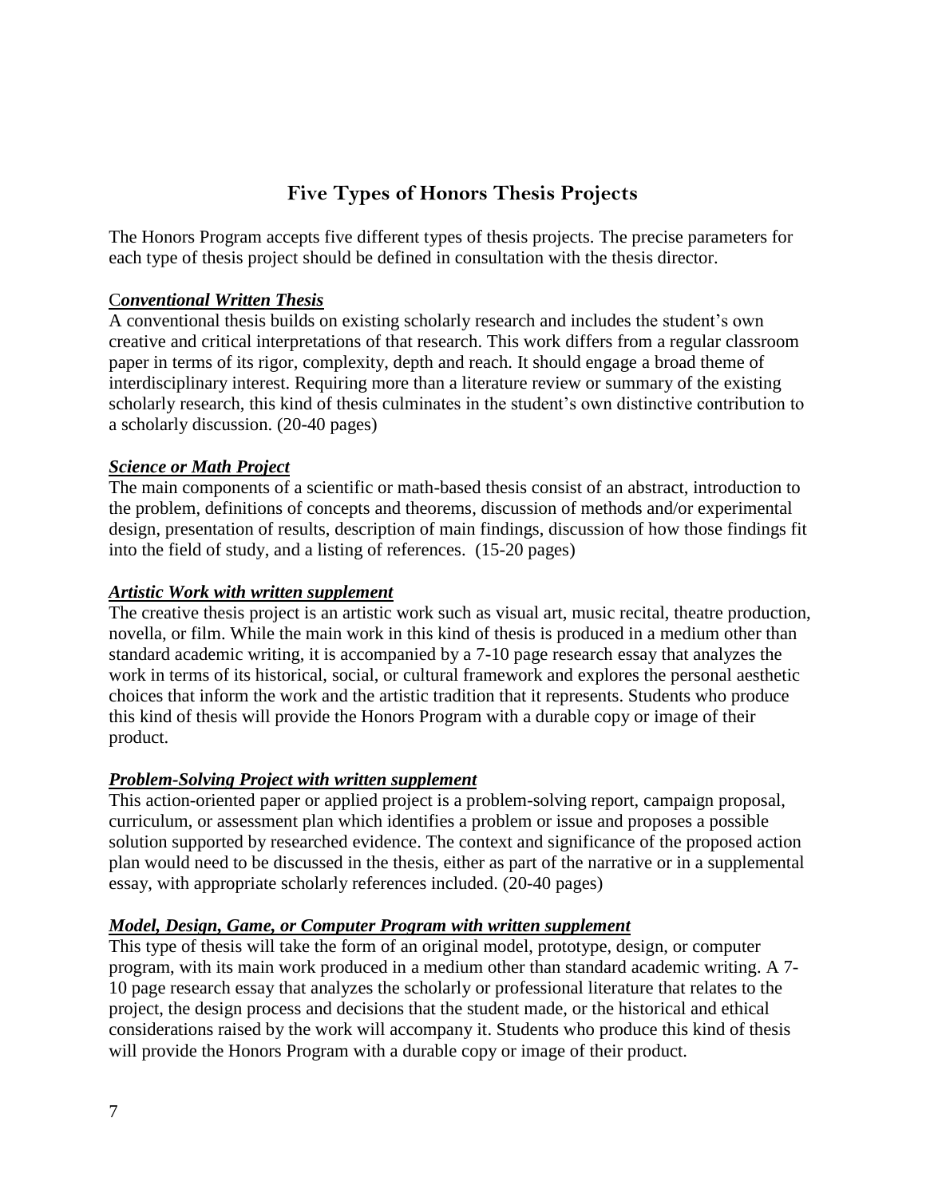# Five Types of Honors Thesis Projects

The Honors Program accepts five different types of thesis projects. The precise parameters for each type of thesis project should be defined in consultation with the thesis director.

### ***Conventional Written Thesis***

A conventional thesis builds on existing scholarly research and includes the student's own creative and critical interpretations of that research. This work differs from a regular classroom paper in terms of its rigor, complexity, depth and reach. It should engage a broad theme of interdisciplinary interest. Requiring more than a literature review or summary of the existing scholarly research, this kind of thesis culminates in the student's own distinctive contribution to a scholarly discussion. (20-40 pages)

### ***Science or Math Project***

The main components of a scientific or math-based thesis consist of an abstract, introduction to the problem, definitions of concepts and theorems, discussion of methods and/or experimental design, presentation of results, description of main findings, discussion of how those findings fit into the field of study, and a listing of references. (15-20 pages)

### ***Artistic Work with written supplement***

The creative thesis project is an artistic work such as visual art, music recital, theatre production, novella, or film. While the main work in this kind of thesis is produced in a medium other than standard academic writing, it is accompanied by a 7-10 page research essay that analyzes the work in terms of its historical, social, or cultural framework and explores the personal aesthetic choices that inform the work and the artistic tradition that it represents. Students who produce this kind of thesis will provide the Honors Program with a durable copy or image of their product.

### ***Problem-Solving Project with written supplement***

This action-oriented paper or applied project is a problem-solving report, campaign proposal, curriculum, or assessment plan which identifies a problem or issue and proposes a possible solution supported by researched evidence. The context and significance of the proposed action plan would need to be discussed in the thesis, either as part of the narrative or in a supplemental essay, with appropriate scholarly references included. (20-40 pages)

### ***Model, Design, Game, or Computer Program with written supplement***

This type of thesis will take the form of an original model, prototype, design, or computer program, with its main work produced in a medium other than standard academic writing. A 7-10 page research essay that analyzes the scholarly or professional literature that relates to the project, the design process and decisions that the student made, or the historical and ethical considerations raised by the work will accompany it. Students who produce this kind of thesis will provide the Honors Program with a durable copy or image of their product.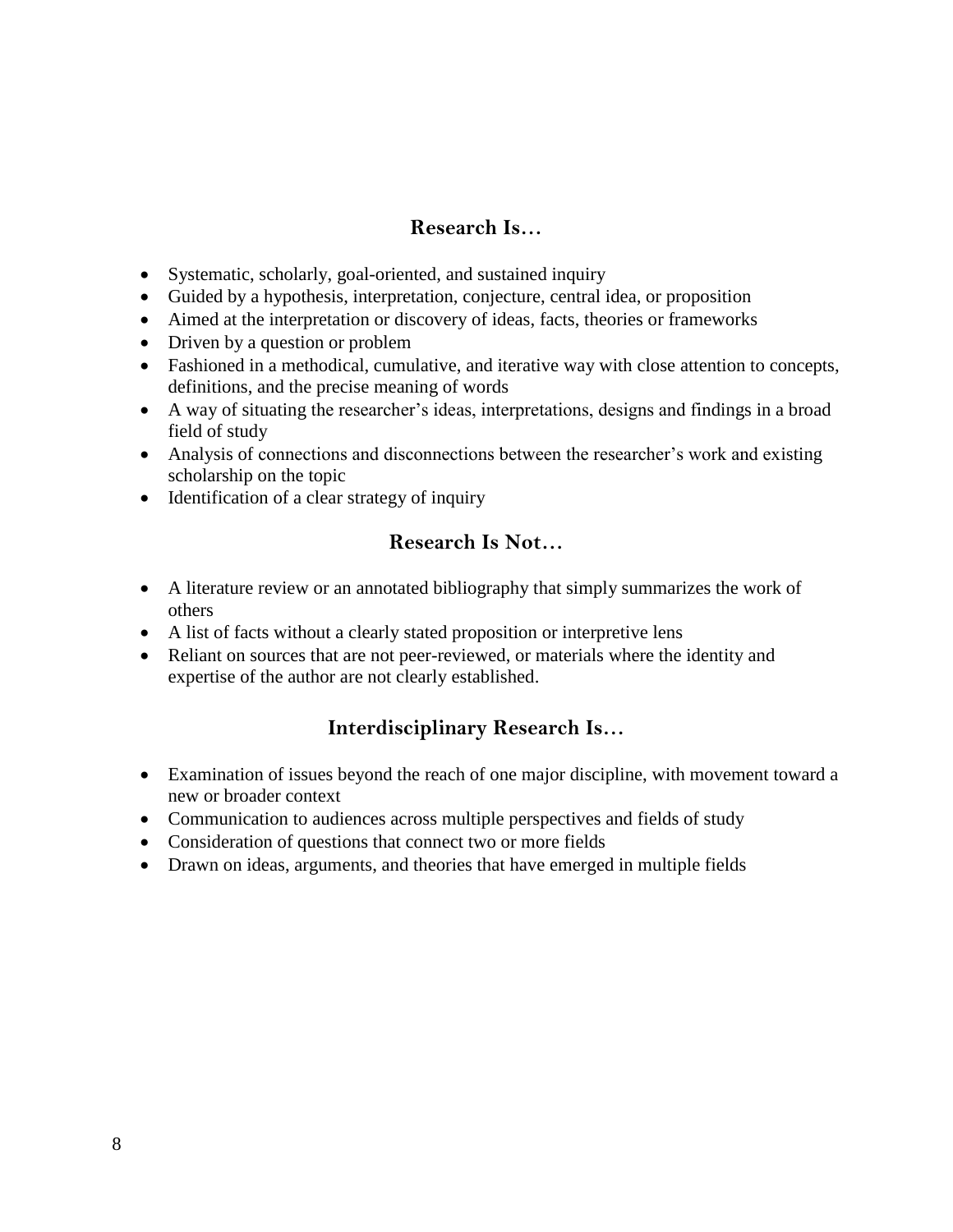## Research Is…

- Systematic, scholarly, goal-oriented, and sustained inquiry
- Guided by a hypothesis, interpretation, conjecture, central idea, or proposition
- Aimed at the interpretation or discovery of ideas, facts, theories or frameworks
- Driven by a question or problem
- Fashioned in a methodical, cumulative, and iterative way with close attention to concepts, definitions, and the precise meaning of words
- A way of situating the researcher's ideas, interpretations, designs and findings in a broad field of study
- Analysis of connections and disconnections between the researcher's work and existing scholarship on the topic
- Identification of a clear strategy of inquiry

## Research Is Not…

- A literature review or an annotated bibliography that simply summarizes the work of others
- A list of facts without a clearly stated proposition or interpretive lens
- Reliant on sources that are not peer-reviewed, or materials where the identity and expertise of the author are not clearly established.

## Interdisciplinary Research Is…

- Examination of issues beyond the reach of one major discipline, with movement toward a new or broader context
- Communication to audiences across multiple perspectives and fields of study
- Consideration of questions that connect two or more fields
- Drawn on ideas, arguments, and theories that have emerged in multiple fields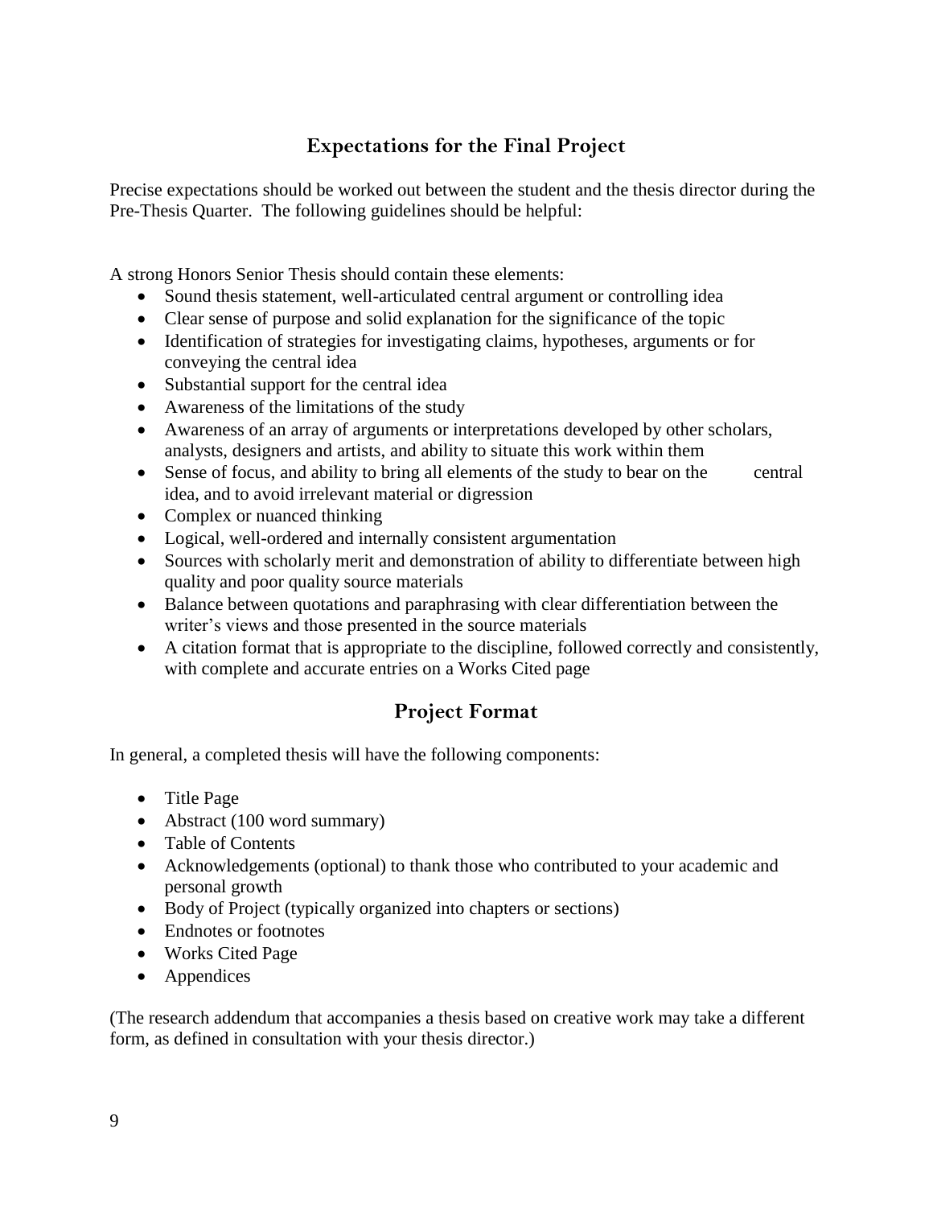## Expectations for the Final Project

Precise expectations should be worked out between the student and the thesis director during the Pre-Thesis Quarter. The following guidelines should be helpful:

A strong Honors Senior Thesis should contain these elements:

- Sound thesis statement, well-articulated central argument or controlling idea
- Clear sense of purpose and solid explanation for the significance of the topic
- Identification of strategies for investigating claims, hypotheses, arguments or for conveying the central idea
- Substantial support for the central idea
- Awareness of the limitations of the study
- Awareness of an array of arguments or interpretations developed by other scholars, analysts, designers and artists, and ability to situate this work within them
- Sense of focus, and ability to bring all elements of the study to bear on the central idea, and to avoid irrelevant material or digression
- Complex or nuanced thinking
- Logical, well-ordered and internally consistent argumentation
- Sources with scholarly merit and demonstration of ability to differentiate between high quality and poor quality source materials
- Balance between quotations and paraphrasing with clear differentiation between the writer's views and those presented in the source materials
- A citation format that is appropriate to the discipline, followed correctly and consistently, with complete and accurate entries on a Works Cited page

## Project Format

In general, a completed thesis will have the following components:

- Title Page
- Abstract (100 word summary)
- Table of Contents
- Acknowledgements (optional) to thank those who contributed to your academic and personal growth
- Body of Project (typically organized into chapters or sections)
- Endnotes or footnotes
- Works Cited Page
- Appendices

(The research addendum that accompanies a thesis based on creative work may take a different form, as defined in consultation with your thesis director.)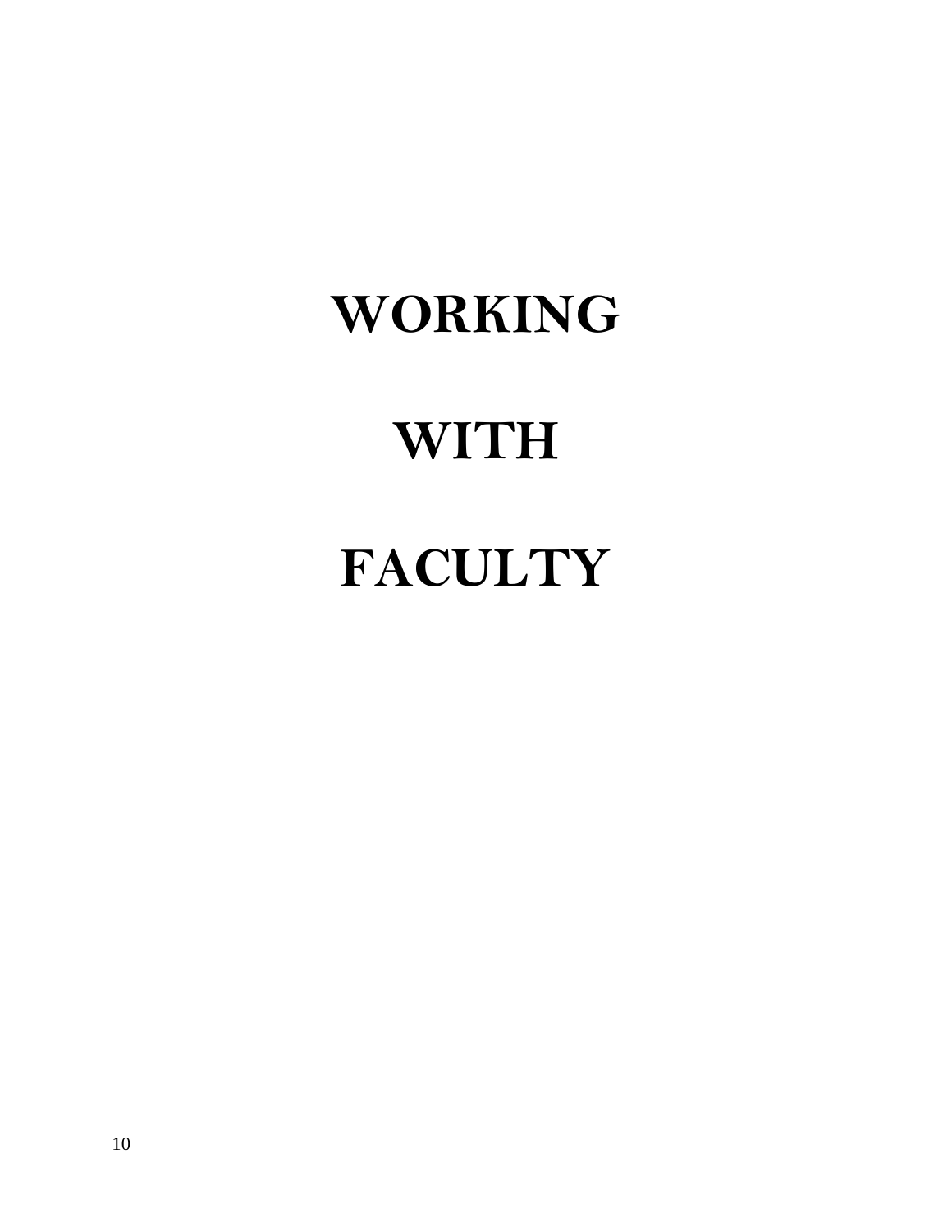# WORKING

# WITH

# FACULTY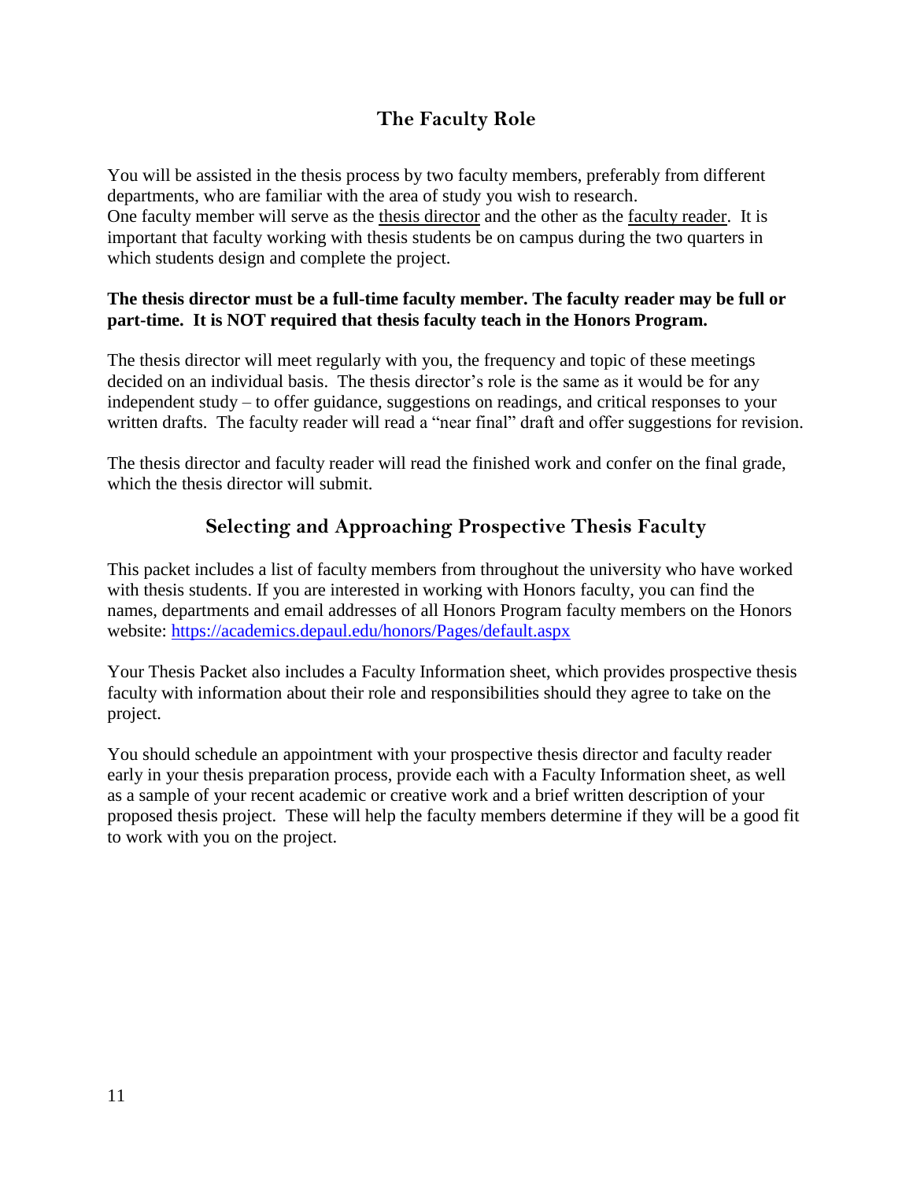## The Faculty Role

You will be assisted in the thesis process by two faculty members, preferably from different departments, who are familiar with the area of study you wish to research.
One faculty member will serve as the thesis director and the other as the faculty reader. It is important that faculty working with thesis students be on campus during the two quarters in which students design and complete the project.

**The thesis director must be a full-time faculty member. The faculty reader may be full or part-time. It is NOT required that thesis faculty teach in the Honors Program.**

The thesis director will meet regularly with you, the frequency and topic of these meetings decided on an individual basis. The thesis director's role is the same as it would be for any independent study – to offer guidance, suggestions on readings, and critical responses to your written drafts. The faculty reader will read a "near final" draft and offer suggestions for revision.

The thesis director and faculty reader will read the finished work and confer on the final grade, which the thesis director will submit.

## Selecting and Approaching Prospective Thesis Faculty

This packet includes a list of faculty members from throughout the university who have worked with thesis students. If you are interested in working with Honors faculty, you can find the names, departments and email addresses of all Honors Program faculty members on the Honors website: https://academics.depaul.edu/honors/Pages/default.aspx

Your Thesis Packet also includes a Faculty Information sheet, which provides prospective thesis faculty with information about their role and responsibilities should they agree to take on the project.

You should schedule an appointment with your prospective thesis director and faculty reader early in your thesis preparation process, provide each with a Faculty Information sheet, as well as a sample of your recent academic or creative work and a brief written description of your proposed thesis project. These will help the faculty members determine if they will be a good fit to work with you on the project.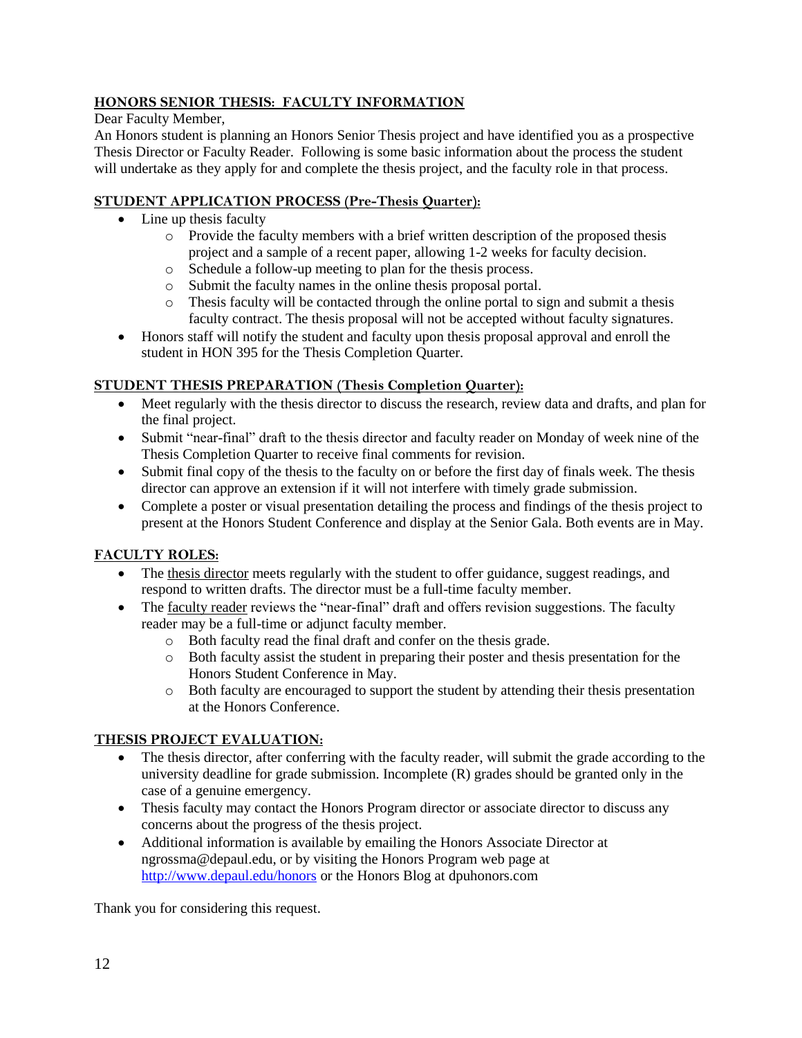## HONORS SENIOR THESIS: FACULTY INFORMATION

Dear Faculty Member,

An Honors student is planning an Honors Senior Thesis project and have identified you as a prospective Thesis Director or Faculty Reader. Following is some basic information about the process the student will undertake as they apply for and complete the thesis project, and the faculty role in that process.

### STUDENT APPLICATION PROCESS (Pre-Thesis Quarter):

- Line up thesis faculty
  - Provide the faculty members with a brief written description of the proposed thesis project and a sample of a recent paper, allowing 1-2 weeks for faculty decision.
  - Schedule a follow-up meeting to plan for the thesis process.
  - Submit the faculty names in the online thesis proposal portal.
  - Thesis faculty will be contacted through the online portal to sign and submit a thesis faculty contract. The thesis proposal will not be accepted without faculty signatures.
- Honors staff will notify the student and faculty upon thesis proposal approval and enroll the student in HON 395 for the Thesis Completion Quarter.

### STUDENT THESIS PREPARATION (Thesis Completion Quarter):

- Meet regularly with the thesis director to discuss the research, review data and drafts, and plan for the final project.
- Submit "near-final" draft to the thesis director and faculty reader on Monday of week nine of the Thesis Completion Quarter to receive final comments for revision.
- Submit final copy of the thesis to the faculty on or before the first day of finals week. The thesis director can approve an extension if it will not interfere with timely grade submission.
- Complete a poster or visual presentation detailing the process and findings of the thesis project to present at the Honors Student Conference and display at the Senior Gala. Both events are in May.

### FACULTY ROLES:

- The thesis director meets regularly with the student to offer guidance, suggest readings, and respond to written drafts. The director must be a full-time faculty member.
- The faculty reader reviews the "near-final" draft and offers revision suggestions. The faculty reader may be a full-time or adjunct faculty member.
  - Both faculty read the final draft and confer on the thesis grade.
  - Both faculty assist the student in preparing their poster and thesis presentation for the Honors Student Conference in May.
  - Both faculty are encouraged to support the student by attending their thesis presentation at the Honors Conference.

### THESIS PROJECT EVALUATION:

- The thesis director, after conferring with the faculty reader, will submit the grade according to the university deadline for grade submission. Incomplete (R) grades should be granted only in the case of a genuine emergency.
- Thesis faculty may contact the Honors Program director or associate director to discuss any concerns about the progress of the thesis project.
- Additional information is available by emailing the Honors Associate Director at ngrossma@depaul.edu, or by visiting the Honors Program web page at [http://www.depaul.edu/honors](http://www.depaul.edu/honors) or the Honors Blog at dpuhonors.com

Thank you for considering this request.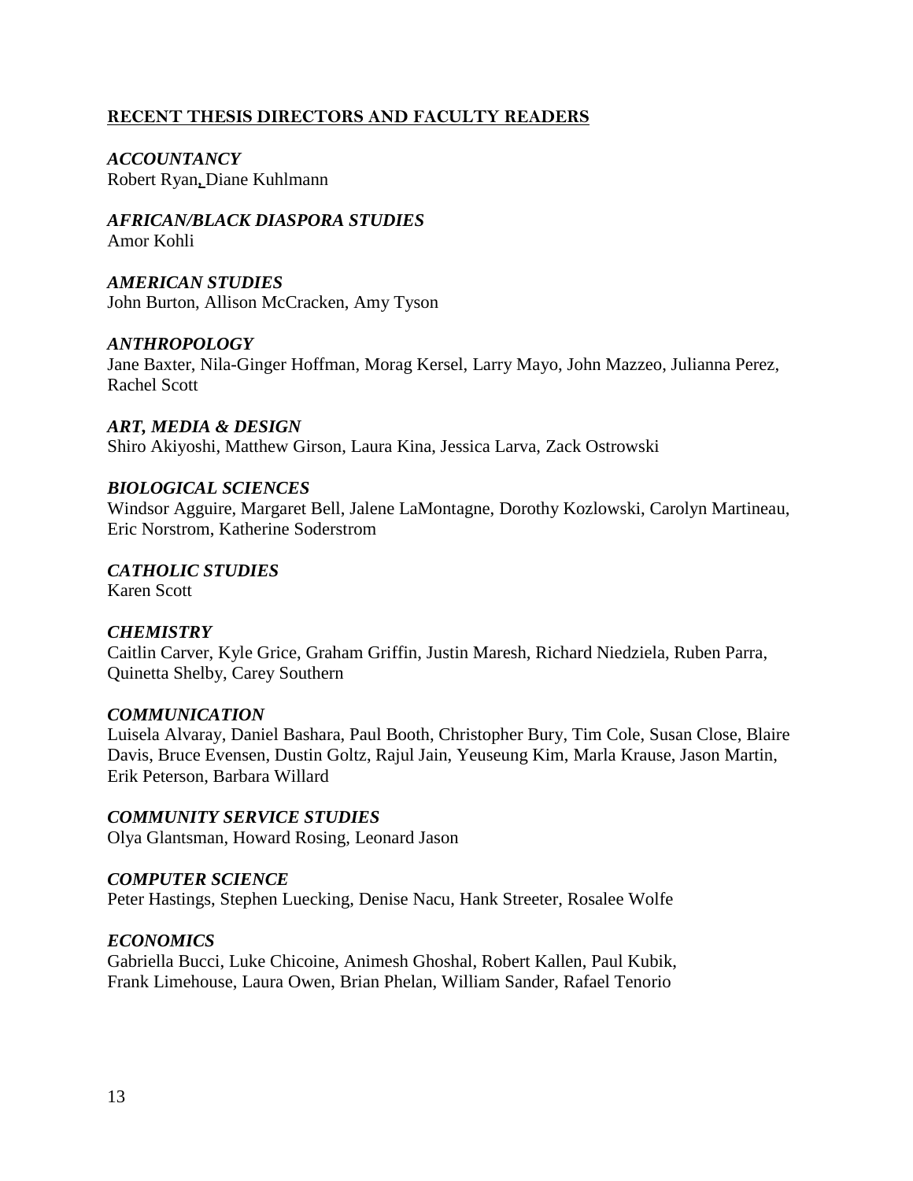## RECENT THESIS DIRECTORS AND FACULTY READERS

***ACCOUNTANCY***
Robert Ryan, Diane Kuhlmann

***AFRICAN/BLACK DIASPORA STUDIES***
Amor Kohli

***AMERICAN STUDIES***
John Burton, Allison McCracken, Amy Tyson

***ANTHROPOLOGY***
Jane Baxter, Nila-Ginger Hoffman, Morag Kersel, Larry Mayo, John Mazzeo, Julianna Perez, Rachel Scott

***ART, MEDIA & DESIGN***
Shiro Akiyoshi, Matthew Girson, Laura Kina, Jessica Larva, Zack Ostrowski

***BIOLOGICAL SCIENCES***
Windsor Agguire, Margaret Bell, Jalene LaMontagne, Dorothy Kozlowski, Carolyn Martineau, Eric Norstrom, Katherine Soderstrom

***CATHOLIC STUDIES***
Karen Scott

***CHEMISTRY***
Caitlin Carver, Kyle Grice, Graham Griffin, Justin Maresh, Richard Niedziela, Ruben Parra, Quinetta Shelby, Carey Southern

***COMMUNICATION***
Luisela Alvaray, Daniel Bashara, Paul Booth, Christopher Bury, Tim Cole, Susan Close, Blaire Davis, Bruce Evensen, Dustin Goltz, Rajul Jain, Yeuseung Kim, Marla Krause, Jason Martin, Erik Peterson, Barbara Willard

***COMMUNITY SERVICE STUDIES***
Olya Glantsman, Howard Rosing, Leonard Jason

***COMPUTER SCIENCE***
Peter Hastings, Stephen Luecking, Denise Nacu, Hank Streeter, Rosalee Wolfe

***ECONOMICS***
Gabriella Bucci, Luke Chicoine, Animesh Ghoshal, Robert Kallen, Paul Kubik, Frank Limehouse, Laura Owen, Brian Phelan, William Sander, Rafael Tenorio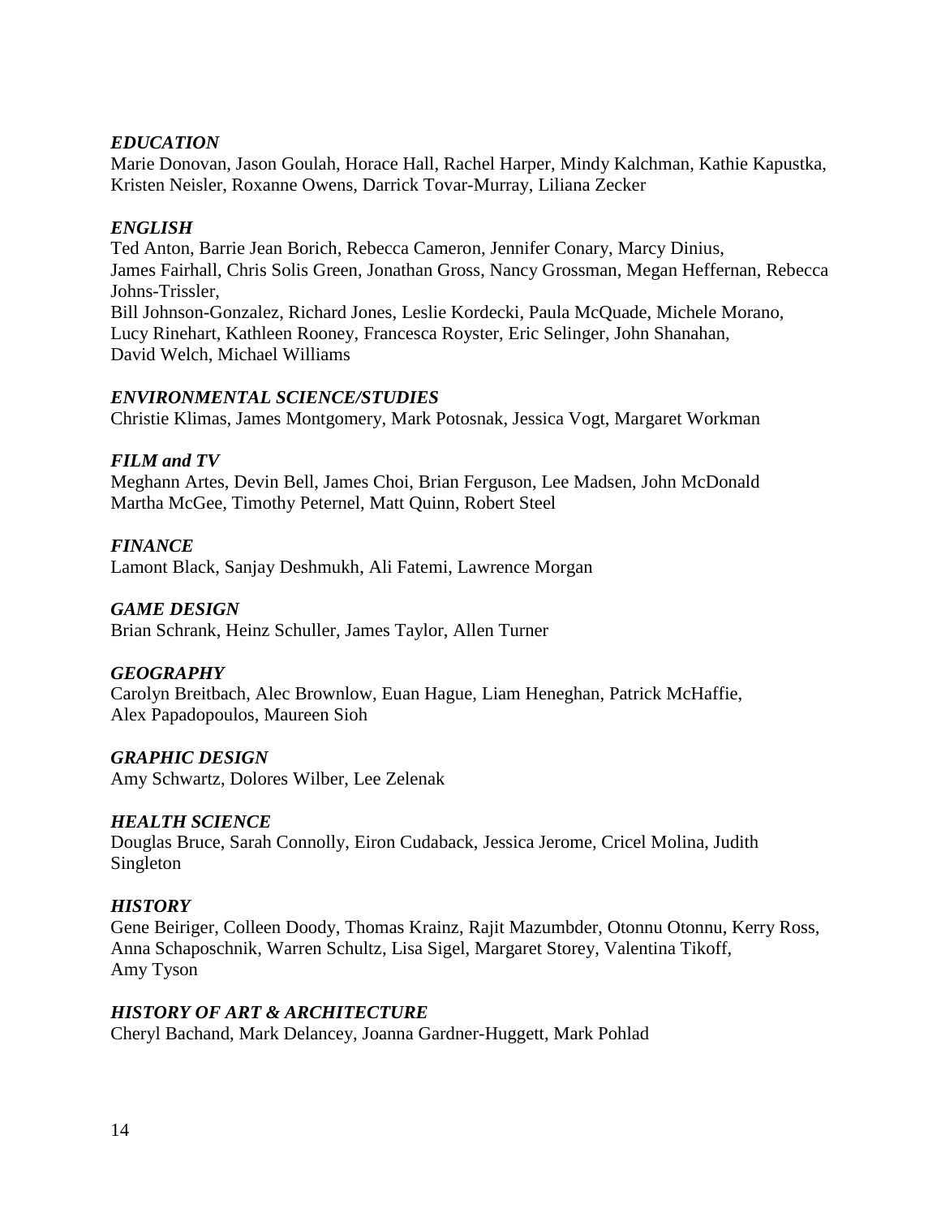*EDUCATION*
Marie Donovan, Jason Goulah, Horace Hall, Rachel Harper, Mindy Kalchman, Kathie Kapustka, Kristen Neisler, Roxanne Owens, Darrick Tovar-Murray, Liliana Zecker

*ENGLISH*
Ted Anton, Barrie Jean Borich, Rebecca Cameron, Jennifer Conary, Marcy Dinius, James Fairhall, Chris Solis Green, Jonathan Gross, Nancy Grossman, Megan Heffernan, Rebecca Johns-Trissler,
Bill Johnson-Gonzalez, Richard Jones, Leslie Kordecki, Paula McQuade, Michele Morano, Lucy Rinehart, Kathleen Rooney, Francesca Royster, Eric Selinger, John Shanahan, David Welch, Michael Williams

*ENVIRONMENTAL SCIENCE/STUDIES*
Christie Klimas, James Montgomery, Mark Potosnak, Jessica Vogt, Margaret Workman

*FILM and TV*
Meghann Artes, Devin Bell, James Choi, Brian Ferguson, Lee Madsen, John McDonald Martha McGee, Timothy Peternel, Matt Quinn, Robert Steel

*FINANCE*
Lamont Black, Sanjay Deshmukh, Ali Fatemi, Lawrence Morgan

*GAME DESIGN*
Brian Schrank, Heinz Schuller, James Taylor, Allen Turner

*GEOGRAPHY*
Carolyn Breitbach, Alec Brownlow, Euan Hague, Liam Heneghan, Patrick McHaffie, Alex Papadopoulos, Maureen Sioh

*GRAPHIC DESIGN*
Amy Schwartz, Dolores Wilber, Lee Zelenak

*HEALTH SCIENCE*
Douglas Bruce, Sarah Connolly, Eiron Cudaback, Jessica Jerome, Cricel Molina, Judith Singleton

*HISTORY*
Gene Beiriger, Colleen Doody, Thomas Krainz, Rajit Mazumbder, Otonnu Otonnu, Kerry Ross, Anna Schaposchnik, Warren Schultz, Lisa Sigel, Margaret Storey, Valentina Tikoff, Amy Tyson

*HISTORY OF ART & ARCHITECTURE*
Cheryl Bachand, Mark Delancey, Joanna Gardner-Huggett, Mark Pohlad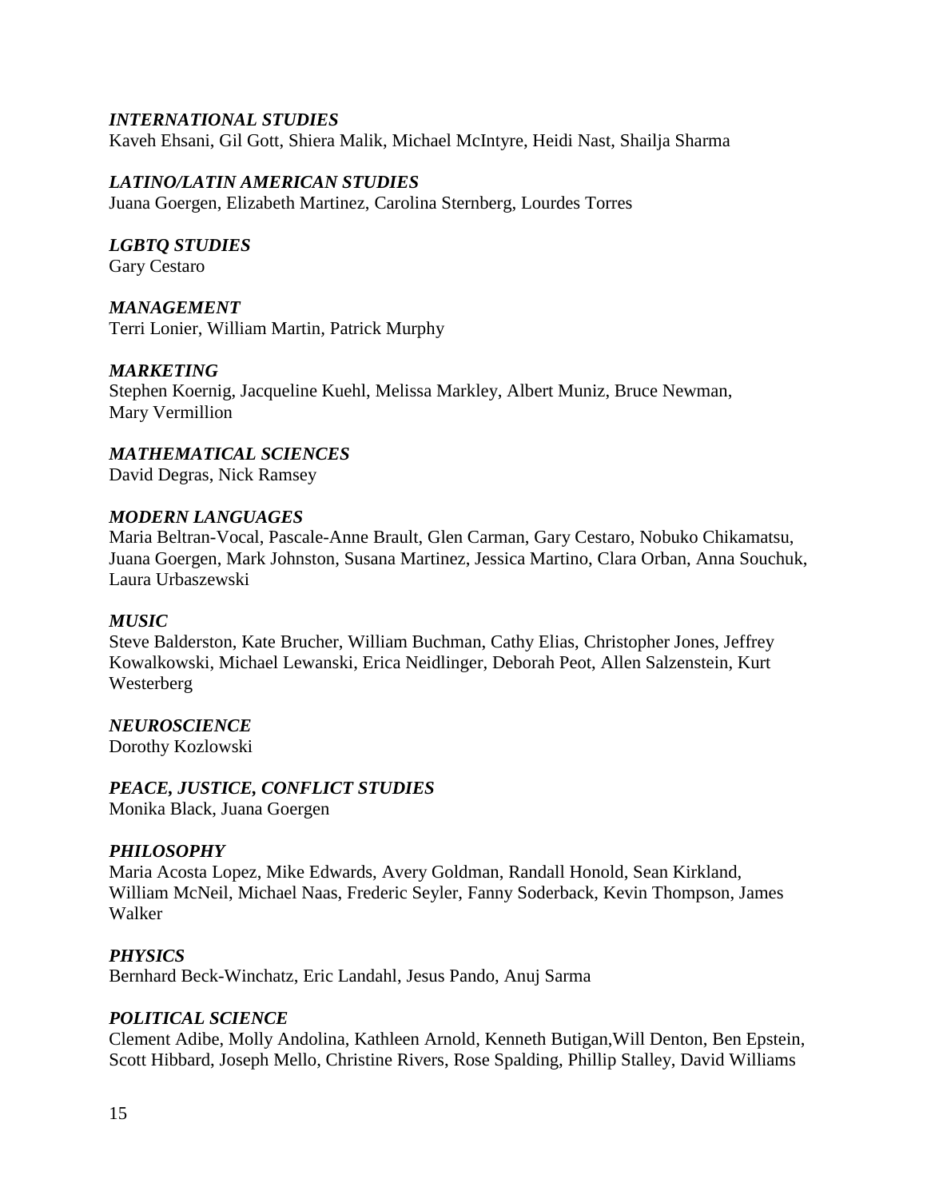***INTERNATIONAL STUDIES***
Kaveh Ehsani, Gil Gott, Shiera Malik, Michael McIntyre, Heidi Nast, Shailja Sharma

***LATINO/LATIN AMERICAN STUDIES***
Juana Goergen, Elizabeth Martinez, Carolina Sternberg, Lourdes Torres

***LGBTQ STUDIES***
Gary Cestaro

***MANAGEMENT***
Terri Lonier, William Martin, Patrick Murphy

***MARKETING***
Stephen Koernig, Jacqueline Kuehl, Melissa Markley, Albert Muniz, Bruce Newman, Mary Vermillion

***MATHEMATICAL SCIENCES***
David Degras, Nick Ramsey

***MODERN LANGUAGES***
Maria Beltran-Vocal, Pascale-Anne Brault, Glen Carman, Gary Cestaro, Nobuko Chikamatsu, Juana Goergen, Mark Johnston, Susana Martinez, Jessica Martino, Clara Orban, Anna Souchuk, Laura Urbaszewski

***MUSIC***
Steve Balderston, Kate Brucher, William Buchman, Cathy Elias, Christopher Jones, Jeffrey Kowalkowski, Michael Lewanski, Erica Neidlinger, Deborah Peot, Allen Salzenstein, Kurt Westerberg

***NEUROSCIENCE***
Dorothy Kozlowski

***PEACE, JUSTICE, CONFLICT STUDIES***
Monika Black, Juana Goergen

***PHILOSOPHY***
Maria Acosta Lopez, Mike Edwards, Avery Goldman, Randall Honold, Sean Kirkland, William McNeil, Michael Naas, Frederic Seyler, Fanny Soderback, Kevin Thompson, James Walker

***PHYSICS***
Bernhard Beck-Winchatz, Eric Landahl, Jesus Pando, Anuj Sarma

***POLITICAL SCIENCE***
Clement Adibe, Molly Andolina, Kathleen Arnold, Kenneth Butigan,Will Denton, Ben Epstein, Scott Hibbard, Joseph Mello, Christine Rivers, Rose Spalding, Phillip Stalley, David Williams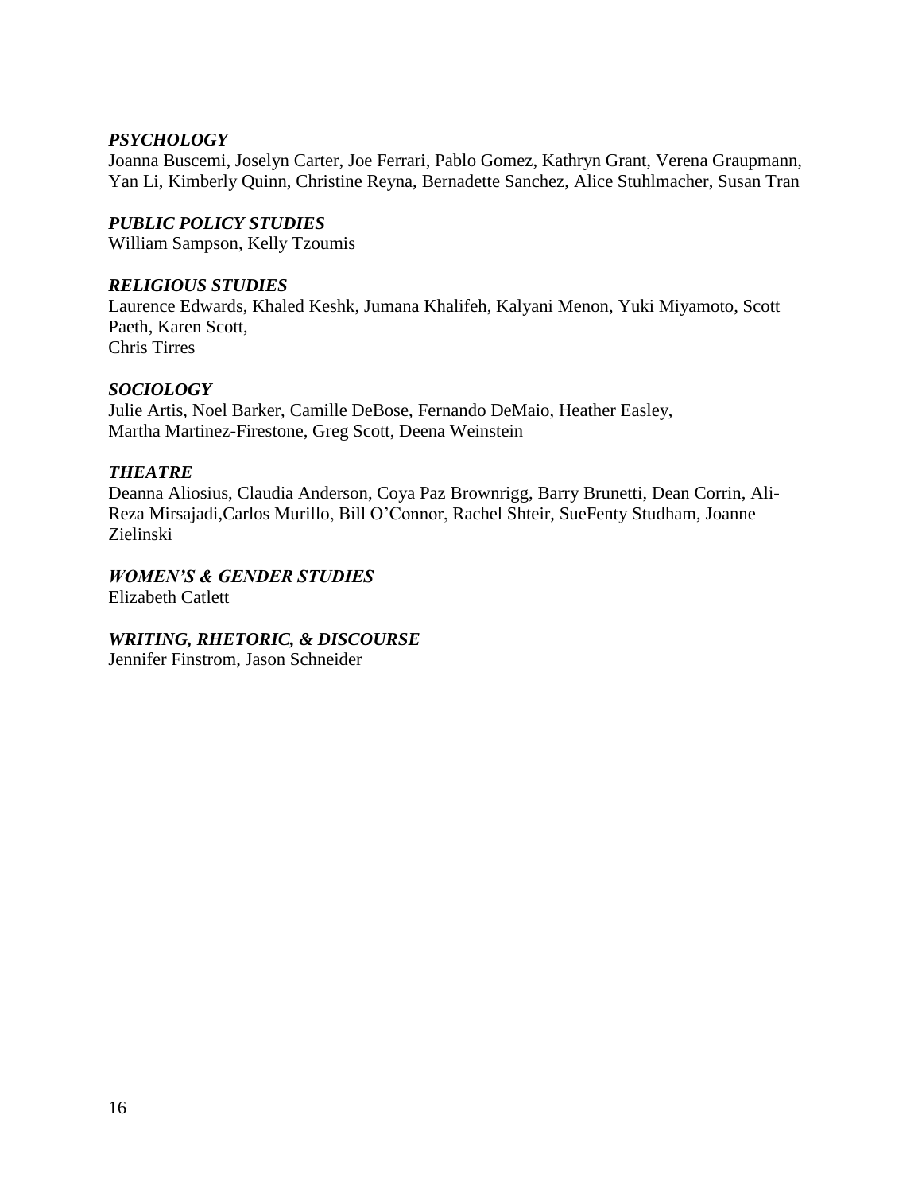### *PSYCHOLOGY*
Joanna Buscemi, Joselyn Carter, Joe Ferrari, Pablo Gomez, Kathryn Grant, Verena Graupmann, Yan Li, Kimberly Quinn, Christine Reyna, Bernadette Sanchez, Alice Stuhlmacher, Susan Tran

### *PUBLIC POLICY STUDIES*
William Sampson, Kelly Tzoumis

### *RELIGIOUS STUDIES*
Laurence Edwards, Khaled Keshk, Jumana Khalifeh, Kalyani Menon, Yuki Miyamoto, Scott Paeth, Karen Scott,
Chris Tirres

### *SOCIOLOGY*
Julie Artis, Noel Barker, Camille DeBose, Fernando DeMaio, Heather Easley,
Martha Martinez-Firestone, Greg Scott, Deena Weinstein

### *THEATRE*
Deanna Aliosius, Claudia Anderson, Coya Paz Brownrigg, Barry Brunetti, Dean Corrin, Ali-Reza Mirsajadi,Carlos Murillo, Bill O'Connor, Rachel Shteir, SueFenty Studham, Joanne Zielinski

### *WOMEN'S & GENDER STUDIES*
Elizabeth Catlett

### *WRITING, RHETORIC, & DISCOURSE*
Jennifer Finstrom, Jason Schneider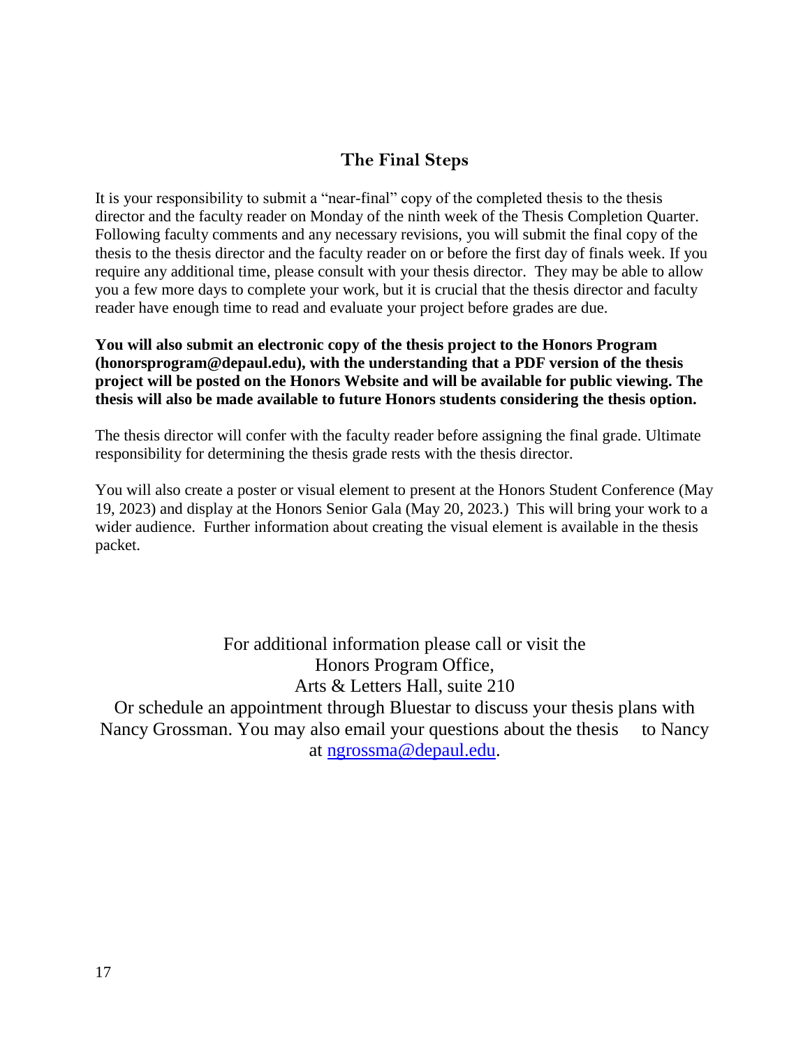## The Final Steps

It is your responsibility to submit a "near-final" copy of the completed thesis to the thesis director and the faculty reader on Monday of the ninth week of the Thesis Completion Quarter. Following faculty comments and any necessary revisions, you will submit the final copy of the thesis to the thesis director and the faculty reader on or before the first day of finals week. If you require any additional time, please consult with your thesis director. They may be able to allow you a few more days to complete your work, but it is crucial that the thesis director and faculty reader have enough time to read and evaluate your project before grades are due.

**You will also submit an electronic copy of the thesis project to the Honors Program (honorsprogram@depaul.edu), with the understanding that a PDF version of the thesis project will be posted on the Honors Website and will be available for public viewing. The thesis will also be made available to future Honors students considering the thesis option.**

The thesis director will confer with the faculty reader before assigning the final grade. Ultimate responsibility for determining the thesis grade rests with the thesis director.

You will also create a poster or visual element to present at the Honors Student Conference (May 19, 2023) and display at the Honors Senior Gala (May 20, 2023.) This will bring your work to a wider audience. Further information about creating the visual element is available in the thesis packet.

For additional information please call or visit the
Honors Program Office,
Arts & Letters Hall, suite 210
Or schedule an appointment through Bluestar to discuss your thesis plans with Nancy Grossman. You may also email your questions about the thesis to Nancy at [ngrossma@depaul.edu](mailto:ngrossma@depaul.edu).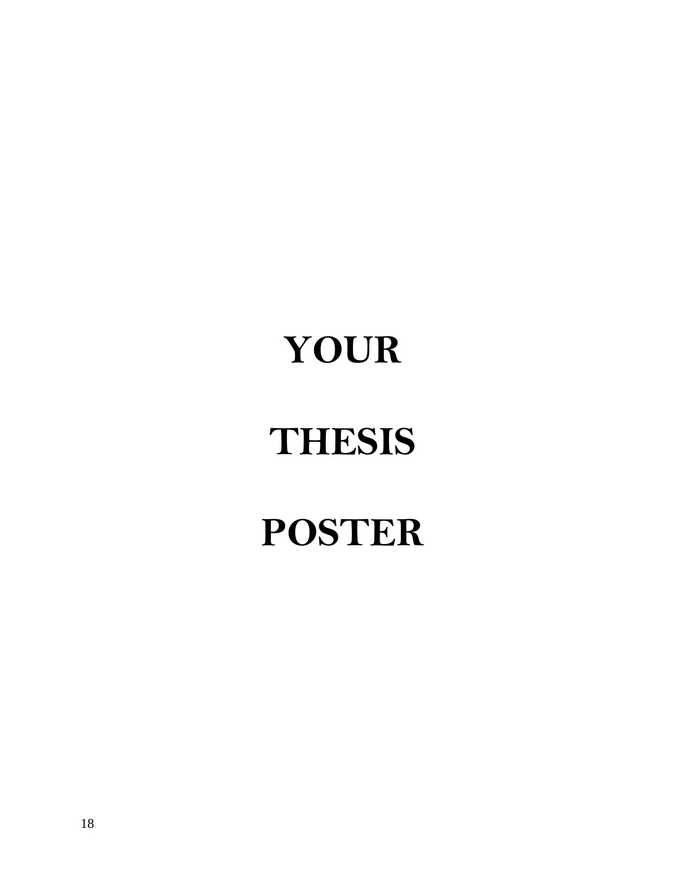# YOUR

# THESIS

# POSTER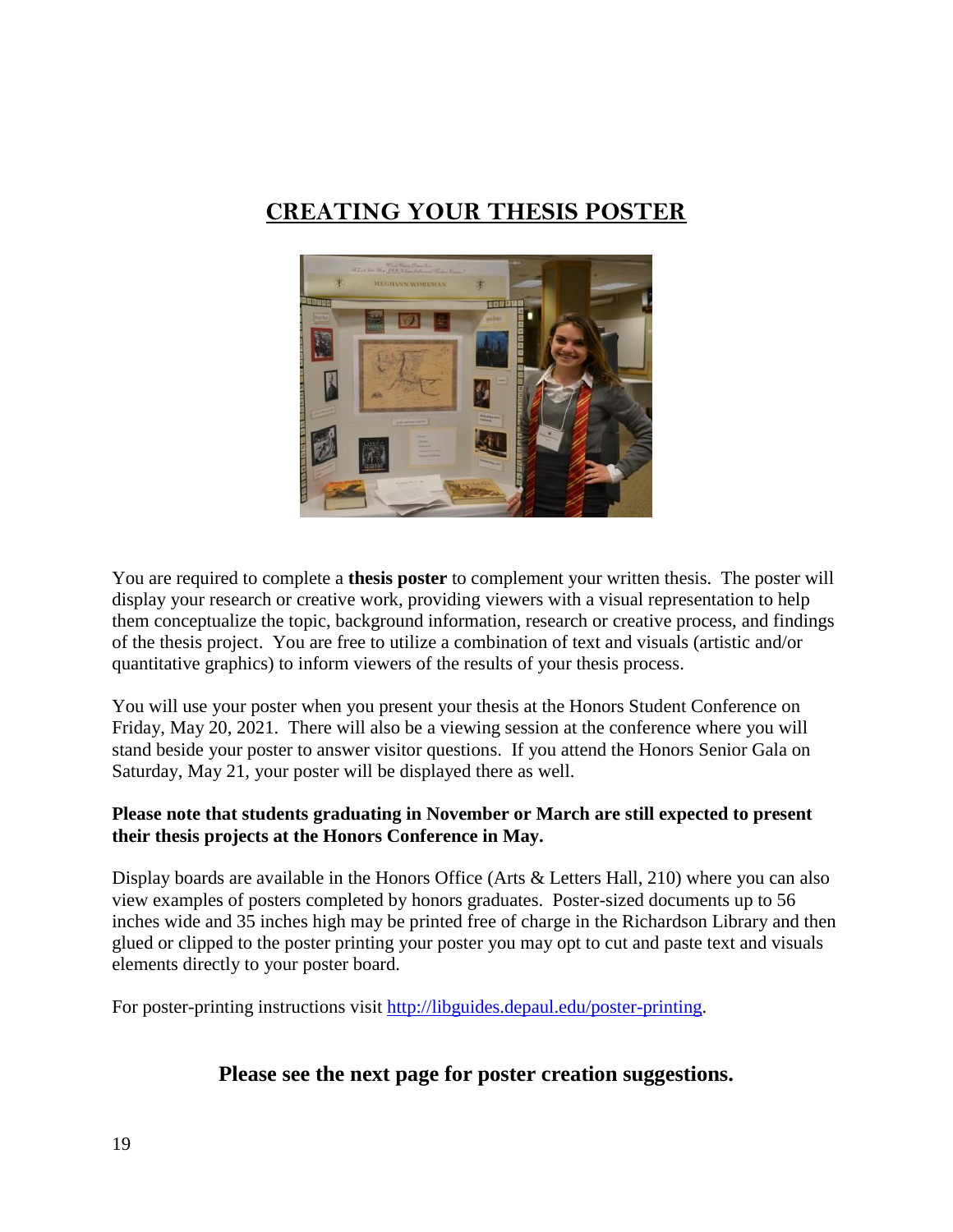# CREATING YOUR THESIS POSTER

You are required to complete a **thesis poster** to complement your written thesis. The poster will display your research or creative work, providing viewers with a visual representation to help them conceptualize the topic, background information, research or creative process, and findings of the thesis project. You are free to utilize a combination of text and visuals (artistic and/or quantitative graphics) to inform viewers of the results of your thesis process.

You will use your poster when you present your thesis at the Honors Student Conference on Friday, May 20, 2021. There will also be a viewing session at the conference where you will stand beside your poster to answer visitor questions. If you attend the Honors Senior Gala on Saturday, May 21, your poster will be displayed there as well.

**Please note that students graduating in November or March are still expected to present their thesis projects at the Honors Conference in May.**

Display boards are available in the Honors Office (Arts & Letters Hall, 210) where you can also view examples of posters completed by honors graduates. Poster-sized documents up to 56 inches wide and 35 inches high may be printed free of charge in the Richardson Library and then glued or clipped to the poster printing your poster you may opt to cut and paste text and visuals elements directly to your poster board.

For poster-printing instructions visit [http://libguides.depaul.edu/poster-printing](http://libguides.depaul.edu/poster-printing).

**Please see the next page for poster creation suggestions.**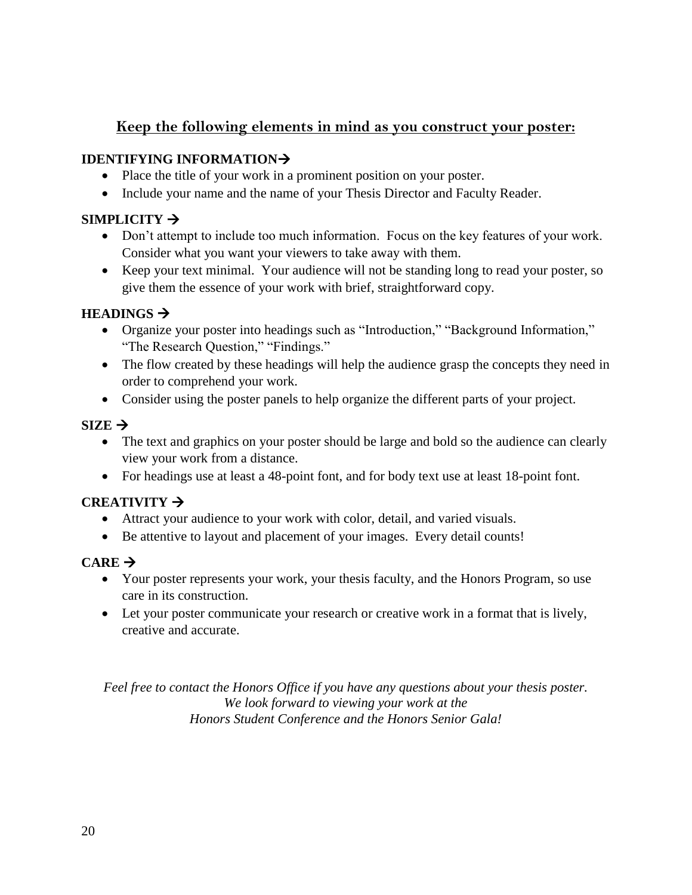## Keep the following elements in mind as you construct your poster:

**IDENTIFYING INFORMATION→**

- Place the title of your work in a prominent position on your poster.
- Include your name and the name of your Thesis Director and Faculty Reader.

**SIMPLICITY →**

- Don't attempt to include too much information. Focus on the key features of your work. Consider what you want your viewers to take away with them.
- Keep your text minimal. Your audience will not be standing long to read your poster, so give them the essence of your work with brief, straightforward copy.

**HEADINGS →**

- Organize your poster into headings such as "Introduction," "Background Information," "The Research Question," "Findings."
- The flow created by these headings will help the audience grasp the concepts they need in order to comprehend your work.
- Consider using the poster panels to help organize the different parts of your project.

**SIZE →**

- The text and graphics on your poster should be large and bold so the audience can clearly view your work from a distance.
- For headings use at least a 48-point font, and for body text use at least 18-point font.

**CREATIVITY →**

- Attract your audience to your work with color, detail, and varied visuals.
- Be attentive to layout and placement of your images. Every detail counts!

**CARE →**

- Your poster represents your work, your thesis faculty, and the Honors Program, so use care in its construction.
- Let your poster communicate your research or creative work in a format that is lively, creative and accurate.

*Feel free to contact the Honors Office if you have any questions about your thesis poster.*
*We look forward to viewing your work at the*
*Honors Student Conference and the Honors Senior Gala!*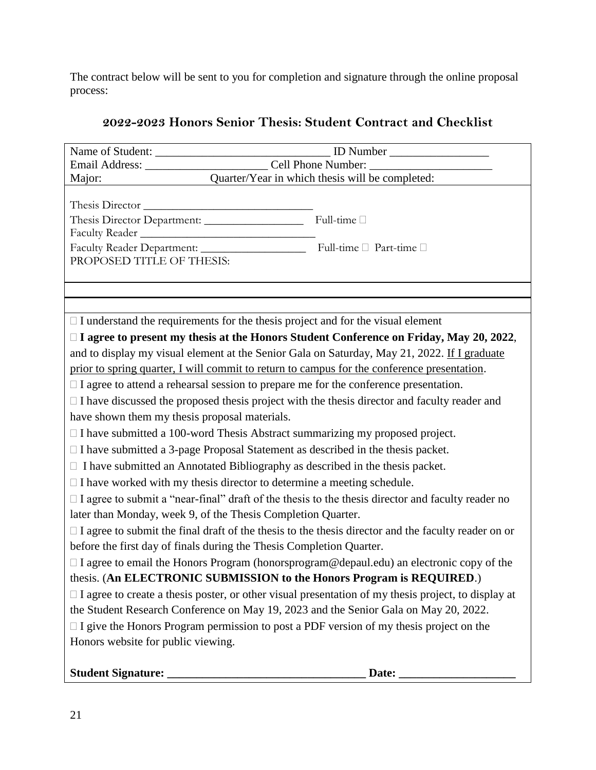The contract below will be sent to you for completion and signature through the online proposal process:

## 2022-2023 Honors Senior Thesis: Student Contract and Checklist

Name of Student: ______________________________ ID Number _________________
Email Address: _____________________ Cell Phone Number: _____________________
Major: Quarter/Year in which thesis will be completed:

Thesis Director ______________________________
Thesis Director Department: _________________ Full-time ☐
Faculty Reader _______________________________
Faculty Reader Department: __________________ Full-time ☐ Part-time ☐
PROPOSED TITLE OF THESIS:

☐ I understand the requirements for the thesis project and for the visual element

☐ **I agree to present my thesis at the Honors Student Conference on Friday, May 20, 2022**, and to display my visual element at the Senior Gala on Saturday, May 21, 2022. <u>If I graduate prior to spring quarter, I will commit to return to campus for the conference presentation</u>.

☐ I agree to attend a rehearsal session to prepare me for the conference presentation.

☐ I have discussed the proposed thesis project with the thesis director and faculty reader and have shown them my thesis proposal materials.

☐ I have submitted a 100-word Thesis Abstract summarizing my proposed project.

☐ I have submitted a 3-page Proposal Statement as described in the thesis packet.

☐ I have submitted an Annotated Bibliography as described in the thesis packet.

☐ I have worked with my thesis director to determine a meeting schedule.

☐ I agree to submit a "near-final" draft of the thesis to the thesis director and faculty reader no later than Monday, week 9, of the Thesis Completion Quarter.

☐ I agree to submit the final draft of the thesis to the thesis director and the faculty reader on or before the first day of finals during the Thesis Completion Quarter.

☐ I agree to email the Honors Program (honorsprogram@depaul.edu) an electronic copy of the thesis. (**An ELECTRONIC SUBMISSION to the Honors Program is REQUIRED**.)

☐ I agree to create a thesis poster, or other visual presentation of my thesis project, to display at the Student Research Conference on May 19, 2023 and the Senior Gala on May 20, 2022.

☐ I give the Honors Program permission to post a PDF version of my thesis project on the Honors website for public viewing.

**Student Signature: _________________________________ Date: ___________________**